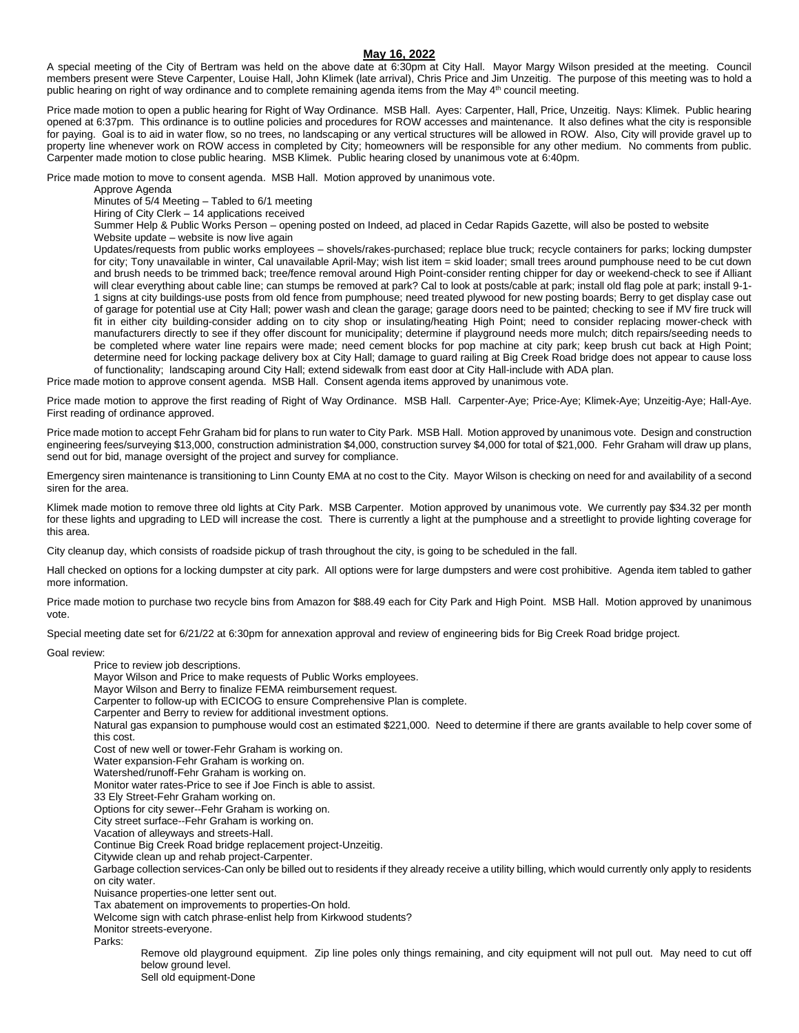## May 16, 2022

A special meeting of the City of Bertram was held on the above date at 6:30pm at City Hall. Mayor Margy Wilson presided at the meeting. Council members present were Steve Carpenter, Louise Hall, John Klimek (late arrival), Chris Price and Jim Unzeitig. The purpose of this meeting was to hold a public hearing on right of way ordinance and to complete remaining agenda items from the May 4th council meeting.

Price made motion to open a public hearing for Right of Way Ordinance. MSB Hall. Ayes: Carpenter, Hall, Price, Unzeitig. Nays: Klimek. Public hearing opened at 6:37pm. This ordinance is to outline policies and procedures for ROW accesses and maintenance. It also defines what the city is responsible for paying. Goal is to aid in water flow, so no trees, no landscaping or any vertical structures will be allowed in ROW. Also, City will provide gravel up to property line whenever work on ROW access in completed by City; homeowners will be responsible for any other medium. No comments from public. Carpenter made motion to close public hearing. MSB Klimek. Public hearing closed by unanimous vote at 6:40pm.

Price made motion to move to consent agenda. MSB Hall. Motion approved by unanimous vote.

- Approve Agenda
- Minutes of 5/4 Meeting – Tabled to 6/1 meeting
- Hiring of City Clerk – 14 applications received
- Summer Help & Public Works Person – opening posted on Indeed, ad placed in Cedar Rapids Gazette, will also be posted to website
- Website update – website is now live again
- Updates/requests from public works employees – shovels/rakes-purchased; replace blue truck; recycle containers for parks; locking dumpster for city; Tony unavailable in winter, Cal unavailable April-May; wish list item = skid loader; small trees around pumphouse need to be cut down and brush needs to be trimmed back; tree/fence removal around High Point-consider renting chipper for day or weekend-check to see if Alliant will clear everything about cable line; can stumps be removed at park? Cal to look at posts/cable at park; install old flag pole at park; install 9-1-1 signs at city buildings-use posts from old fence from pumphouse; need treated plywood for new posting boards; Berry to get display case out of garage for potential use at City Hall; power wash and clean the garage; garage doors need to be painted; checking to see if MV fire truck will fit in either city building-consider adding on to city shop or insulating/heating High Point; need to consider replacing mower-check with manufacturers directly to see if they offer discount for municipality; determine if playground needs more mulch; ditch repairs/seeding needs to be completed where water line repairs were made; need cement blocks for pop machine at city park; keep brush cut back at High Point; determine need for locking package delivery box at City Hall; damage to guard railing at Big Creek Road bridge does not appear to cause loss of functionality; landscaping around City Hall; extend sidewalk from east door at City Hall-include with ADA plan.

Price made motion to approve consent agenda. MSB Hall. Consent agenda items approved by unanimous vote.

Price made motion to approve the first reading of Right of Way Ordinance. MSB Hall. Carpenter-Aye; Price-Aye; Klimek-Aye; Unzeitig-Aye; Hall-Aye. First reading of ordinance approved.

Price made motion to accept Fehr Graham bid for plans to run water to City Park. MSB Hall. Motion approved by unanimous vote. Design and construction engineering fees/surveying $13,000, construction administration $4,000, construction survey $4,000 for total of $21,000. Fehr Graham will draw up plans, send out for bid, manage oversight of the project and survey for compliance.

Emergency siren maintenance is transitioning to Linn County EMA at no cost to the City. Mayor Wilson is checking on need for and availability of a second siren for the area.

Klimek made motion to remove three old lights at City Park. MSB Carpenter. Motion approved by unanimous vote. We currently pay $34.32 per month for these lights and upgrading to LED will increase the cost. There is currently a light at the pumphouse and a streetlight to provide lighting coverage for this area.

City cleanup day, which consists of roadside pickup of trash throughout the city, is going to be scheduled in the fall.

Hall checked on options for a locking dumpster at city park. All options were for large dumpsters and were cost prohibitive. Agenda item tabled to gather more information.

Price made motion to purchase two recycle bins from Amazon for $88.49 each for City Park and High Point. MSB Hall. Motion approved by unanimous vote.

Special meeting date set for 6/21/22 at 6:30pm for annexation approval and review of engineering bids for Big Creek Road bridge project.

Goal review:

- Price to review job descriptions.
- Mayor Wilson and Price to make requests of Public Works employees.
- Mayor Wilson and Berry to finalize FEMA reimbursement request.
- Carpenter to follow-up with ECICOG to ensure Comprehensive Plan is complete.
- Carpenter and Berry to review for additional investment options.
- Natural gas expansion to pumphouse would cost an estimated $221,000. Need to determine if there are grants available to help cover some of this cost.
- Cost of new well or tower-Fehr Graham is working on.
- Water expansion-Fehr Graham is working on.
- Watershed/runoff-Fehr Graham is working on.
- Monitor water rates-Price to see if Joe Finch is able to assist.
- 33 Ely Street-Fehr Graham working on.
- Options for city sewer--Fehr Graham is working on.
- City street surface--Fehr Graham is working on.
- Vacation of alleyways and streets-Hall.
- Continue Big Creek Road bridge replacement project-Unzeitig.
- Citywide clean up and rehab project-Carpenter.
- Garbage collection services-Can only be billed out to residents if they already receive a utility billing, which would currently only apply to residents on city water.
- Nuisance properties-one letter sent out.
- Tax abatement on improvements to properties-On hold.
- Welcome sign with catch phrase-enlist help from Kirkwood students?
- Monitor streets-everyone.
- Parks:
  - Remove old playground equipment. Zip line poles only things remaining, and city equipment will not pull out. May need to cut off below ground level.
  - Sell old equipment-Done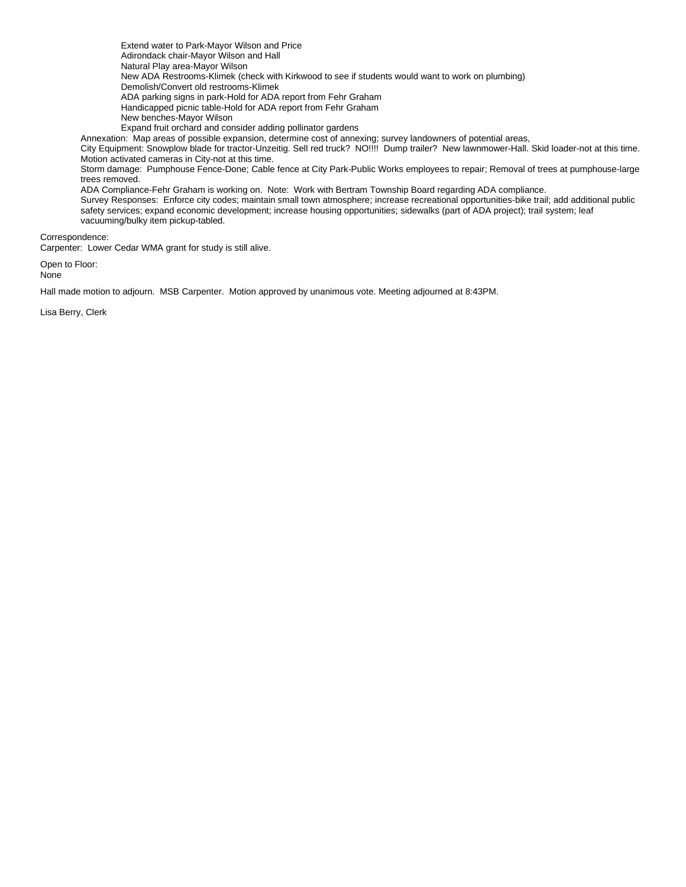- Extend water to Park-Mayor Wilson and Price
- Adirondack chair-Mayor Wilson and Hall
- Natural Play area-Mayor Wilson
- New ADA Restrooms-Klimek (check with Kirkwood to see if students would want to work on plumbing)
- Demolish/Convert old restrooms-Klimek
- ADA parking signs in park-Hold for ADA report from Fehr Graham
- Handicapped picnic table-Hold for ADA report from Fehr Graham
- New benches-Mayor Wilson
- Expand fruit orchard and consider adding pollinator gardens

Annexation: Map areas of possible expansion, determine cost of annexing; survey landowners of potential areas,

City Equipment: Snowplow blade for tractor-Unzeitig. Sell red truck? NO!!!! Dump trailer? New lawnmower-Hall. Skid loader-not at this time. Motion activated cameras in City-not at this time.

Storm damage: Pumphouse Fence-Done; Cable fence at City Park-Public Works employees to repair; Removal of trees at pumphouse-large trees removed.

ADA Compliance-Fehr Graham is working on. Note: Work with Bertram Township Board regarding ADA compliance.

Survey Responses: Enforce city codes; maintain small town atmosphere; increase recreational opportunities-bike trail; add additional public safety services; expand economic development; increase housing opportunities; sidewalks (part of ADA project); trail system; leaf vacuuming/bulky item pickup-tabled.

Correspondence:
Carpenter: Lower Cedar WMA grant for study is still alive.

Open to Floor:
None

Hall made motion to adjourn. MSB Carpenter. Motion approved by unanimous vote. Meeting adjourned at 8:43PM.

Lisa Berry, Clerk